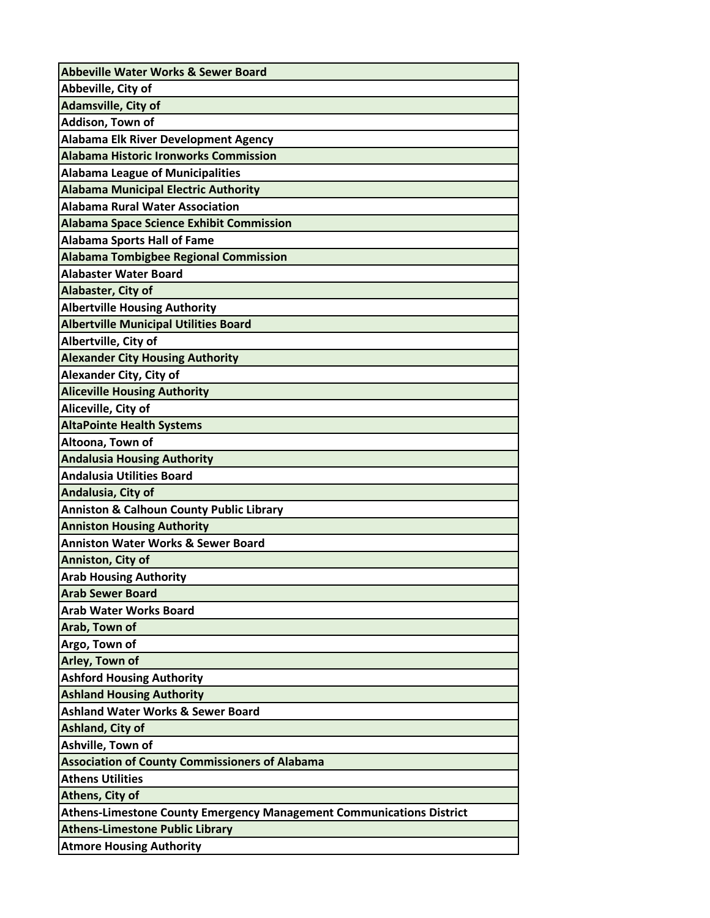| Abbeville Water Works & Sewer Board |
|---|
| Abbeville, City of |
| Adamsville, City of |
| Addison, Town of |
| Alabama Elk River Development Agency |
| Alabama Historic Ironworks Commission |
| Alabama League of Municipalities |
| Alabama Municipal Electric Authority |
| Alabama Rural Water Association |
| Alabama Space Science Exhibit Commission |
| Alabama Sports Hall of Fame |
| Alabama Tombigbee Regional Commission |
| Alabaster Water Board |
| Alabaster, City of |
| Albertville Housing Authority |
| Albertville Municipal Utilities Board |
| Albertville, City of |
| Alexander City Housing Authority |
| Alexander City, City of |
| Aliceville Housing Authority |
| Aliceville, City of |
| AltaPointe Health Systems |
| Altoona, Town of |
| Andalusia Housing Authority |
| Andalusia Utilities Board |
| Andalusia, City of |
| Anniston & Calhoun County Public Library |
| Anniston Housing Authority |
| Anniston Water Works & Sewer Board |
| Anniston, City of |
| Arab Housing Authority |
| Arab Sewer Board |
| Arab Water Works Board |
| Arab, Town of |
| Argo, Town of |
| Arley, Town of |
| Ashford Housing Authority |
| Ashland Housing Authority |
| Ashland Water Works & Sewer Board |
| Ashland, City of |
| Ashville, Town of |
| Association of County Commissioners of Alabama |
| Athens Utilities |
| Athens, City of |
| Athens-Limestone County Emergency Management Communications District |
| Athens-Limestone Public Library |
| Atmore Housing Authority |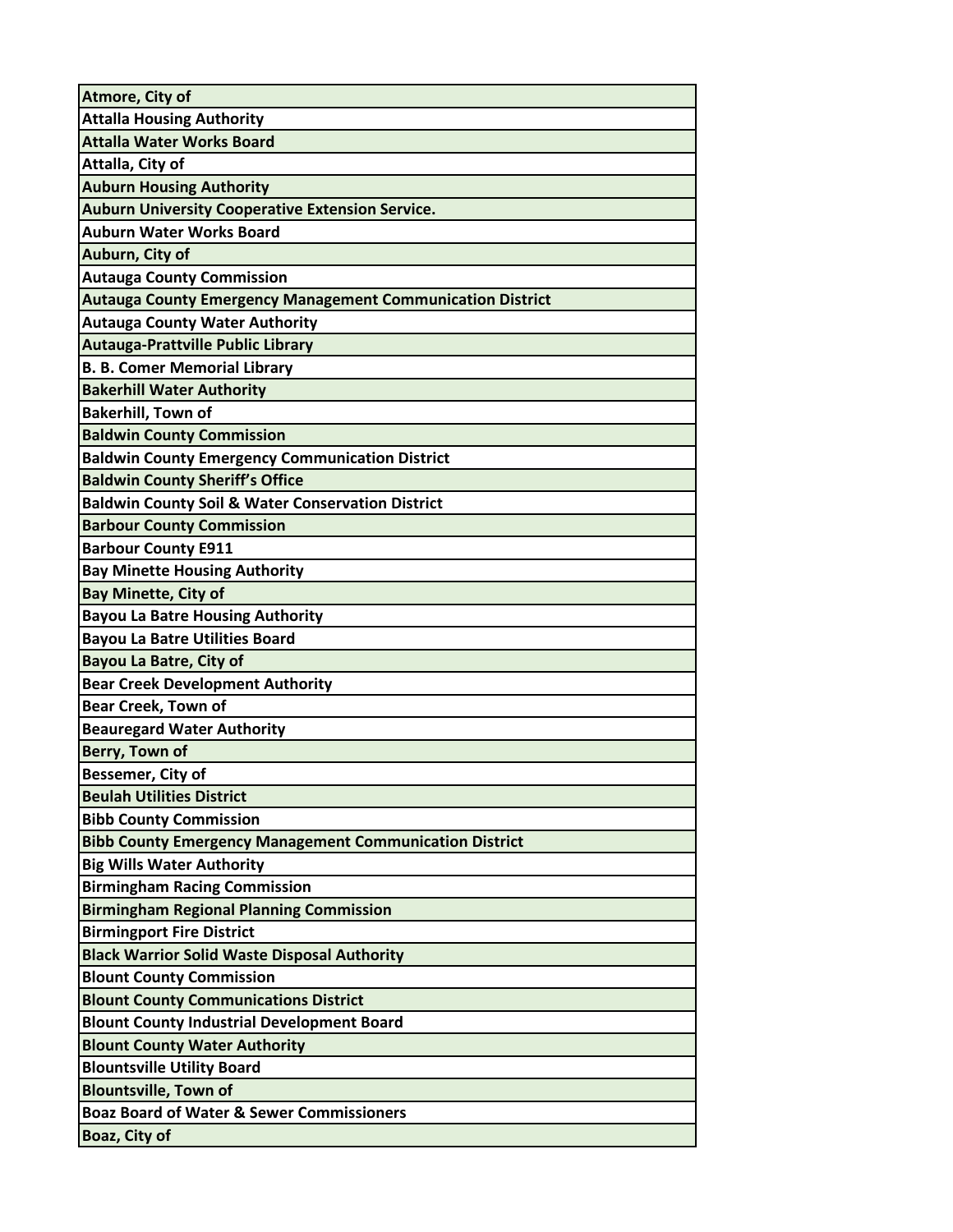| Atmore, City of |
| --- |
| Attalla Housing Authority |
| Attalla Water Works Board |
| Attalla, City of |
| Auburn Housing Authority |
| Auburn University Cooperative Extension Service. |
| Auburn Water Works Board |
| Auburn, City of |
| Autauga County Commission |
| Autauga County Emergency Management Communication District |
| Autauga County Water Authority |
| Autauga-Prattville Public Library |
| B. B. Comer Memorial Library |
| Bakerhill Water Authority |
| Bakerhill, Town of |
| Baldwin County Commission |
| Baldwin County Emergency Communication District |
| Baldwin County Sheriff's Office |
| Baldwin County Soil & Water Conservation District |
| Barbour County Commission |
| Barbour County E911 |
| Bay Minette Housing Authority |
| Bay Minette, City of |
| Bayou La Batre Housing Authority |
| Bayou La Batre Utilities Board |
| Bayou La Batre, City of |
| Bear Creek Development Authority |
| Bear Creek, Town of |
| Beauregard Water Authority |
| Berry, Town of |
| Bessemer, City of |
| Beulah Utilities District |
| Bibb County Commission |
| Bibb County Emergency Management Communication District |
| Big Wills Water Authority |
| Birmingham Racing Commission |
| Birmingham Regional Planning Commission |
| Birmingport Fire District |
| Black Warrior Solid Waste Disposal Authority |
| Blount County Commission |
| Blount County Communications District |
| Blount County Industrial Development Board |
| Blount County Water Authority |
| Blountsville Utility Board |
| Blountsville, Town of |
| Boaz Board of Water & Sewer Commissioners |
| Boaz, City of |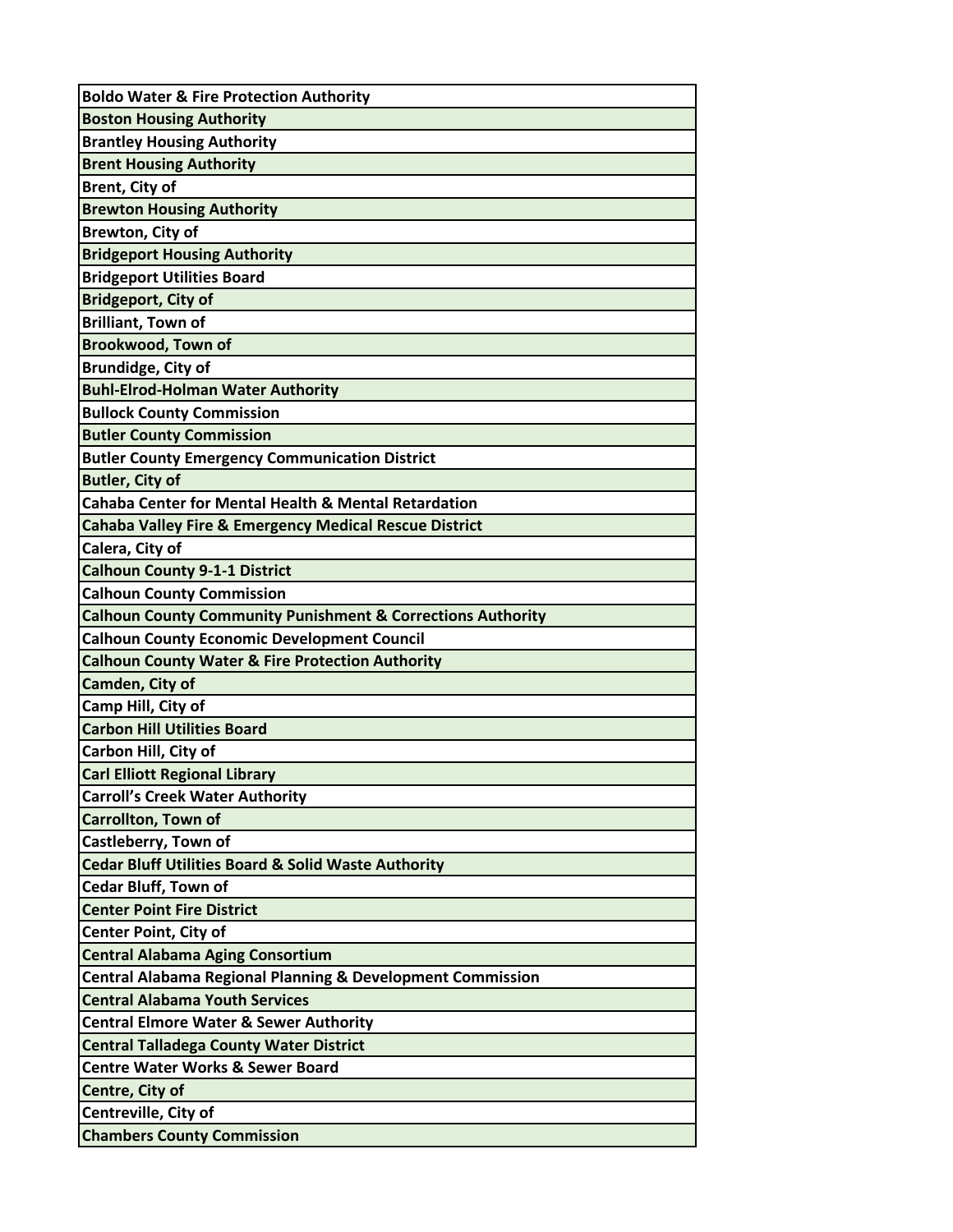| Boldo Water & Fire Protection Authority |
| --- |
| Boston Housing Authority |
| Brantley Housing Authority |
| Brent Housing Authority |
| Brent, City of |
| Brewton Housing Authority |
| Brewton, City of |
| Bridgeport Housing Authority |
| Bridgeport Utilities Board |
| Bridgeport, City of |
| Brilliant, Town of |
| Brookwood, Town of |
| Brundidge, City of |
| Buhl-Elrod-Holman Water Authority |
| Bullock County Commission |
| Butler County Commission |
| Butler County Emergency Communication District |
| Butler, City of |
| Cahaba Center for Mental Health & Mental Retardation |
| Cahaba Valley Fire & Emergency Medical Rescue District |
| Calera, City of |
| Calhoun County 9-1-1 District |
| Calhoun County Commission |
| Calhoun County Community Punishment & Corrections Authority |
| Calhoun County Economic Development Council |
| Calhoun County Water & Fire Protection Authority |
| Camden, City of |
| Camp Hill, City of |
| Carbon Hill Utilities Board |
| Carbon Hill, City of |
| Carl Elliott Regional Library |
| Carroll's Creek Water Authority |
| Carrollton, Town of |
| Castleberry, Town of |
| Cedar Bluff Utilities Board & Solid Waste Authority |
| Cedar Bluff, Town of |
| Center Point Fire District |
| Center Point, City of |
| Central Alabama Aging Consortium |
| Central Alabama Regional Planning & Development Commission |
| Central Alabama Youth Services |
| Central Elmore Water & Sewer Authority |
| Central Talladega County Water District |
| Centre Water Works & Sewer Board |
| Centre, City of |
| Centreville, City of |
| Chambers County Commission |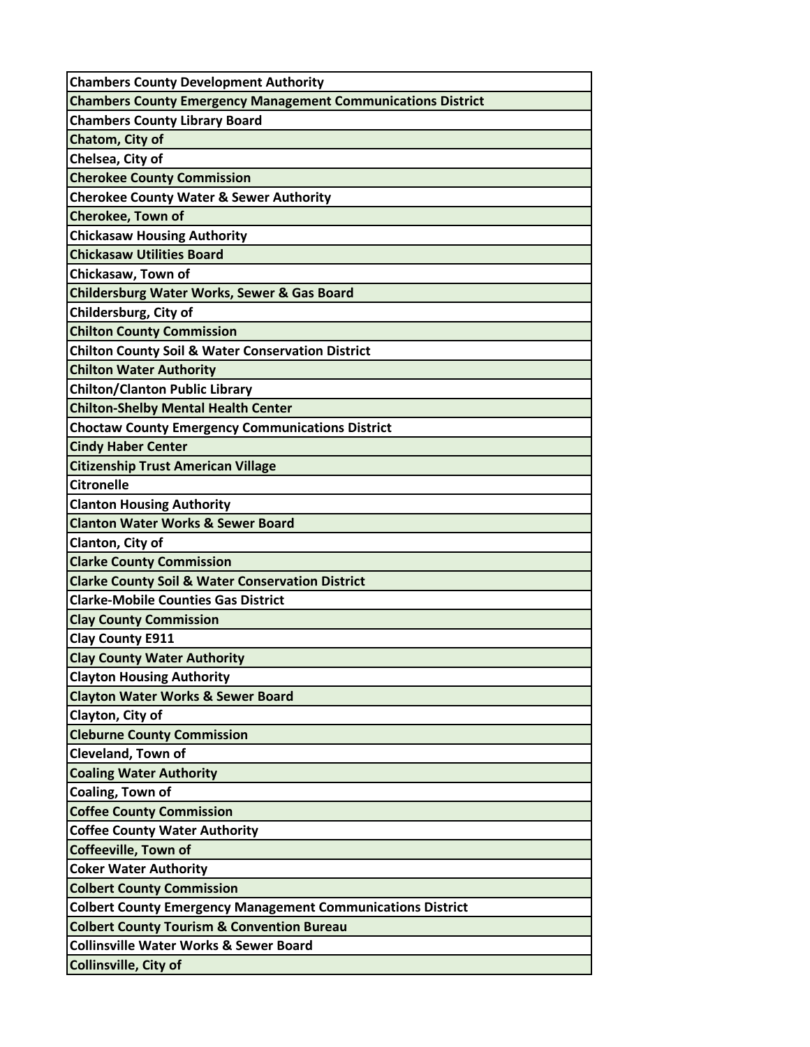| Chambers County Development Authority |
| --- |
| Chambers County Emergency Management Communications District |
| Chambers County Library Board |
| Chatom, City of |
| Chelsea, City of |
| Cherokee County Commission |
| Cherokee County Water & Sewer Authority |
| Cherokee, Town of |
| Chickasaw Housing Authority |
| Chickasaw Utilities Board |
| Chickasaw, Town of |
| Childersburg Water Works, Sewer & Gas Board |
| Childersburg, City of |
| Chilton County Commission |
| Chilton County Soil & Water Conservation District |
| Chilton Water Authority |
| Chilton/Clanton Public Library |
| Chilton-Shelby Mental Health Center |
| Choctaw County Emergency Communications District |
| Cindy Haber Center |
| Citizenship Trust American Village |
| Citronelle |
| Clanton Housing Authority |
| Clanton Water Works & Sewer Board |
| Clanton, City of |
| Clarke County Commission |
| Clarke County Soil & Water Conservation District |
| Clarke-Mobile Counties Gas District |
| Clay County Commission |
| Clay County E911 |
| Clay County Water Authority |
| Clayton Housing Authority |
| Clayton Water Works & Sewer Board |
| Clayton, City of |
| Cleburne County Commission |
| Cleveland, Town of |
| Coaling Water Authority |
| Coaling, Town of |
| Coffee County Commission |
| Coffee County Water Authority |
| Coffeeville, Town of |
| Coker Water Authority |
| Colbert County Commission |
| Colbert County Emergency Management Communications District |
| Colbert County Tourism & Convention Bureau |
| Collinsville Water Works & Sewer Board |
| Collinsville, City of |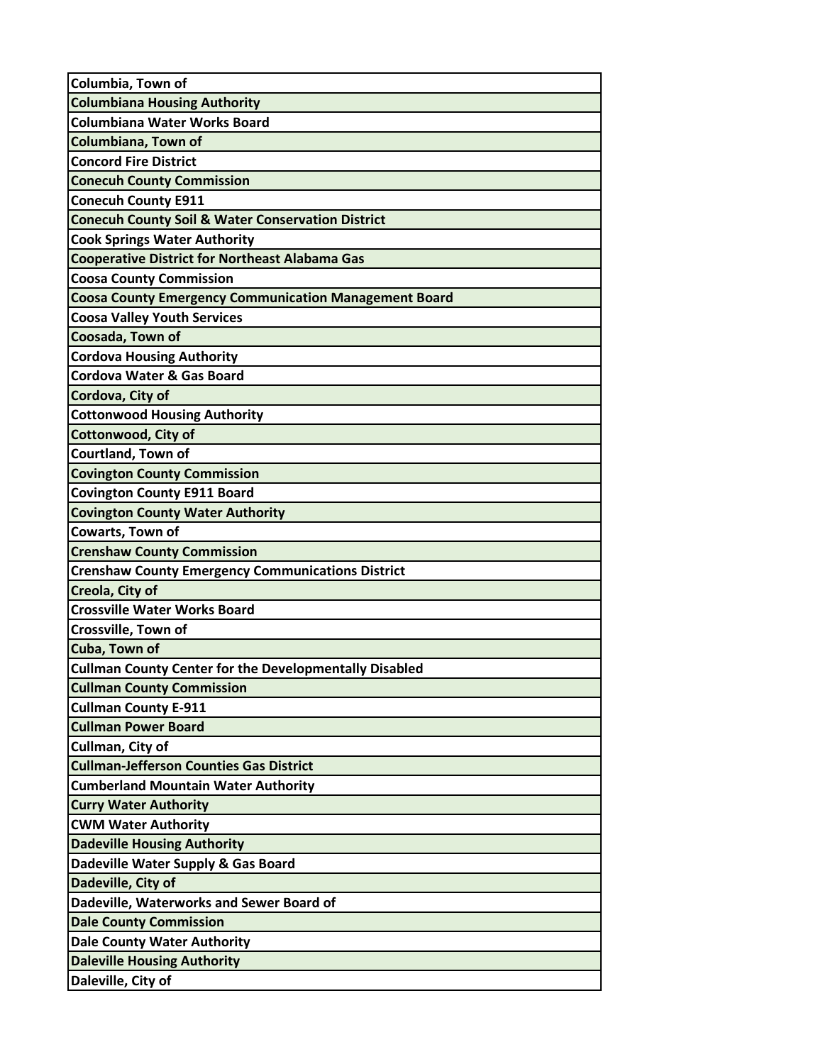| Columbia, Town of |
|---|
| Columbiana Housing Authority |
| Columbiana Water Works Board |
| Columbiana, Town of |
| Concord Fire District |
| Conecuh County Commission |
| Conecuh County E911 |
| Conecuh County Soil & Water Conservation District |
| Cook Springs Water Authority |
| Cooperative District for Northeast Alabama Gas |
| Coosa County Commission |
| Coosa County Emergency Communication Management Board |
| Coosa Valley Youth Services |
| Coosada, Town of |
| Cordova Housing Authority |
| Cordova Water & Gas Board |
| Cordova, City of |
| Cottonwood Housing Authority |
| Cottonwood, City of |
| Courtland, Town of |
| Covington County Commission |
| Covington County E911 Board |
| Covington County Water Authority |
| Cowarts, Town of |
| Crenshaw County Commission |
| Crenshaw County Emergency Communications District |
| Creola, City of |
| Crossville Water Works Board |
| Crossville, Town of |
| Cuba, Town of |
| Cullman County Center for the Developmentally Disabled |
| Cullman County Commission |
| Cullman County E-911 |
| Cullman Power Board |
| Cullman, City of |
| Cullman-Jefferson Counties Gas District |
| Cumberland Mountain Water Authority |
| Curry Water Authority |
| CWM Water Authority |
| Dadeville Housing Authority |
| Dadeville Water Supply & Gas Board |
| Dadeville, City of |
| Dadeville, Waterworks and Sewer Board of |
| Dale County Commission |
| Dale County Water Authority |
| Daleville Housing Authority |
| Daleville, City of |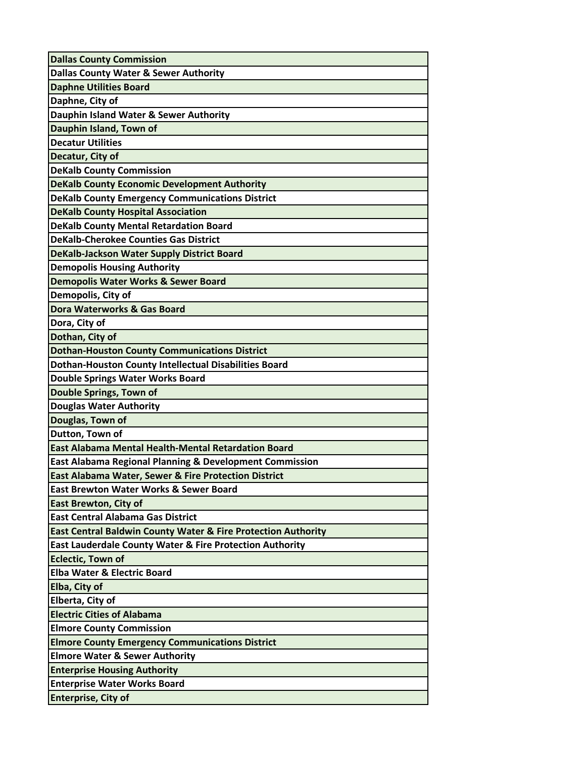| Dallas County Commission |
|---|
| Dallas County Water & Sewer Authority |
| Daphne Utilities Board |
| Daphne, City of |
| Dauphin Island Water & Sewer Authority |
| Dauphin Island, Town of |
| Decatur Utilities |
| Decatur, City of |
| DeKalb County Commission |
| DeKalb County Economic Development Authority |
| DeKalb County Emergency Communications District |
| DeKalb County Hospital Association |
| DeKalb County Mental Retardation Board |
| DeKalb-Cherokee Counties Gas District |
| DeKalb-Jackson Water Supply District Board |
| Demopolis Housing Authority |
| Demopolis Water Works & Sewer Board |
| Demopolis, City of |
| Dora Waterworks & Gas Board |
| Dora, City of |
| Dothan, City of |
| Dothan-Houston County Communications District |
| Dothan-Houston County Intellectual Disabilities Board |
| Double Springs Water Works Board |
| Double Springs, Town of |
| Douglas Water Authority |
| Douglas, Town of |
| Dutton, Town of |
| East Alabama Mental Health-Mental Retardation Board |
| East Alabama Regional Planning & Development Commission |
| East Alabama Water, Sewer & Fire Protection District |
| East Brewton Water Works & Sewer Board |
| East Brewton, City of |
| East Central Alabama Gas District |
| East Central Baldwin County Water & Fire Protection Authority |
| East Lauderdale County Water & Fire Protection Authority |
| Eclectic, Town of |
| Elba Water & Electric Board |
| Elba, City of |
| Elberta, City of |
| Electric Cities of Alabama |
| Elmore County Commission |
| Elmore County Emergency Communications District |
| Elmore Water & Sewer Authority |
| Enterprise Housing Authority |
| Enterprise Water Works Board |
| Enterprise, City of |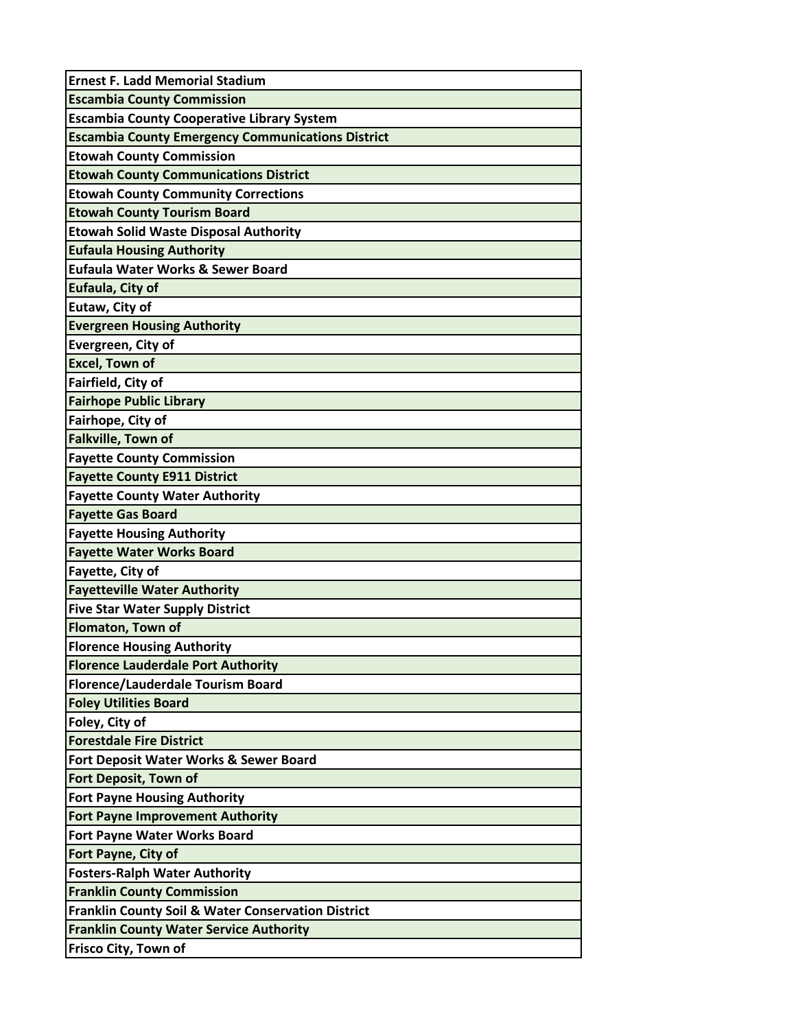| Ernest F. Ladd Memorial Stadium |
| --- |
| Escambia County Commission |
| Escambia County Cooperative Library System |
| Escambia County Emergency Communications District |
| Etowah County Commission |
| Etowah County Communications District |
| Etowah County Community Corrections |
| Etowah County Tourism Board |
| Etowah Solid Waste Disposal Authority |
| Eufaula Housing Authority |
| Eufaula Water Works & Sewer Board |
| Eufaula, City of |
| Eutaw, City of |
| Evergreen Housing Authority |
| Evergreen, City of |
| Excel, Town of |
| Fairfield, City of |
| Fairhope Public Library |
| Fairhope, City of |
| Falkville, Town of |
| Fayette County Commission |
| Fayette County E911 District |
| Fayette County Water Authority |
| Fayette Gas Board |
| Fayette Housing Authority |
| Fayette Water Works Board |
| Fayette, City of |
| Fayetteville Water Authority |
| Five Star Water Supply District |
| Flomaton, Town of |
| Florence Housing Authority |
| Florence Lauderdale Port Authority |
| Florence/Lauderdale Tourism Board |
| Foley Utilities Board |
| Foley, City of |
| Forestdale Fire District |
| Fort Deposit Water Works & Sewer Board |
| Fort Deposit, Town of |
| Fort Payne Housing Authority |
| Fort Payne Improvement Authority |
| Fort Payne Water Works Board |
| Fort Payne, City of |
| Fosters-Ralph Water Authority |
| Franklin County Commission |
| Franklin County Soil & Water Conservation District |
| Franklin County Water Service Authority |
| Frisco City, Town of |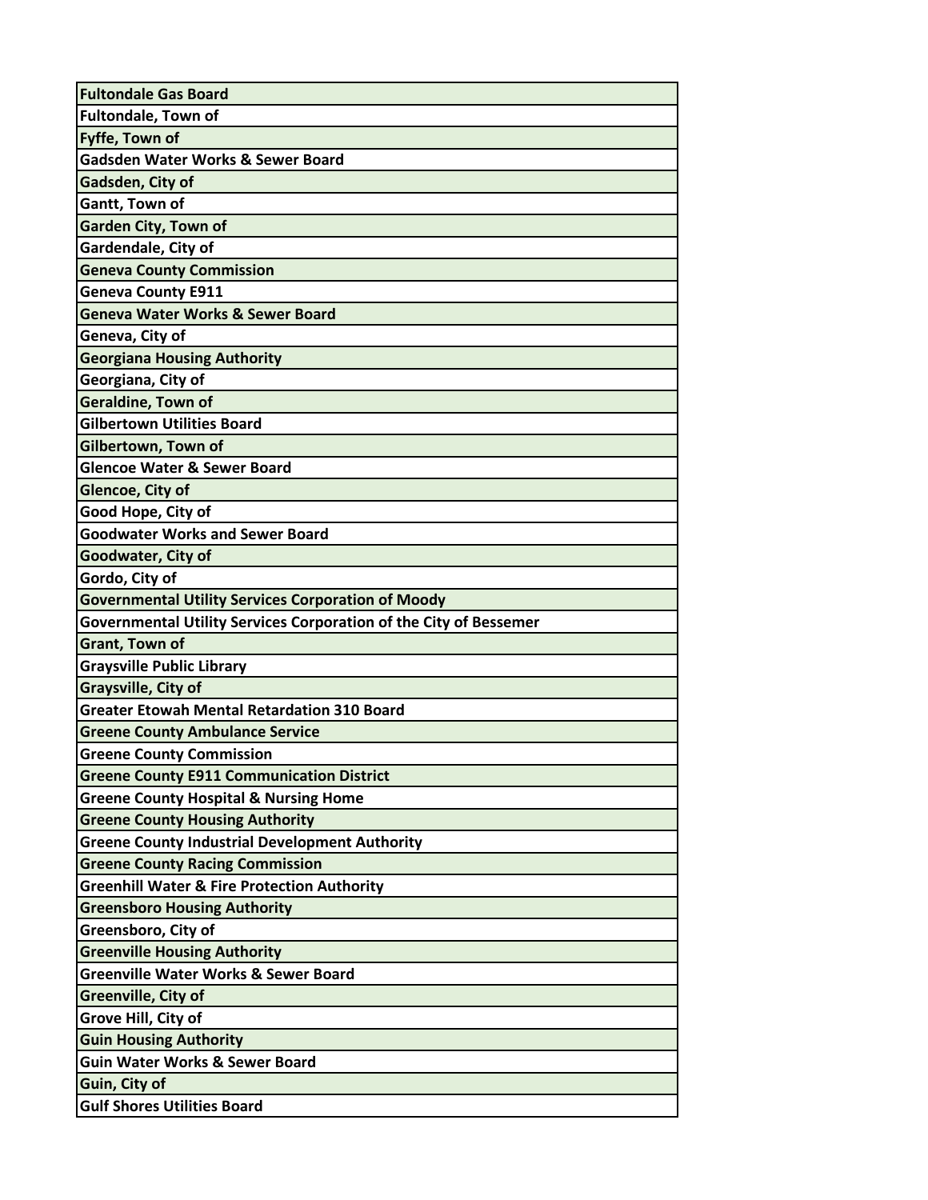| Fultondale Gas Board |
|---|
| Fultondale, Town of |
| Fyffe, Town of |
| Gadsden Water Works & Sewer Board |
| Gadsden, City of |
| Gantt, Town of |
| Garden City, Town of |
| Gardendale, City of |
| Geneva County Commission |
| Geneva County E911 |
| Geneva Water Works & Sewer Board |
| Geneva, City of |
| Georgiana Housing Authority |
| Georgiana, City of |
| Geraldine, Town of |
| Gilbertown Utilities Board |
| Gilbertown, Town of |
| Glencoe Water & Sewer Board |
| Glencoe, City of |
| Good Hope, City of |
| Goodwater Works and Sewer Board |
| Goodwater, City of |
| Gordo, City of |
| Governmental Utility Services Corporation of Moody |
| Governmental Utility Services Corporation of the City of Bessemer |
| Grant, Town of |
| Graysville Public Library |
| Graysville, City of |
| Greater Etowah Mental Retardation 310 Board |
| Greene County Ambulance Service |
| Greene County Commission |
| Greene County E911 Communication District |
| Greene County Hospital & Nursing Home |
| Greene County Housing Authority |
| Greene County Industrial Development Authority |
| Greene County Racing Commission |
| Greenhill Water & Fire Protection Authority |
| Greensboro Housing Authority |
| Greensboro, City of |
| Greenville Housing Authority |
| Greenville Water Works & Sewer Board |
| Greenville, City of |
| Grove Hill, City of |
| Guin Housing Authority |
| Guin Water Works & Sewer Board |
| Guin, City of |
| Gulf Shores Utilities Board |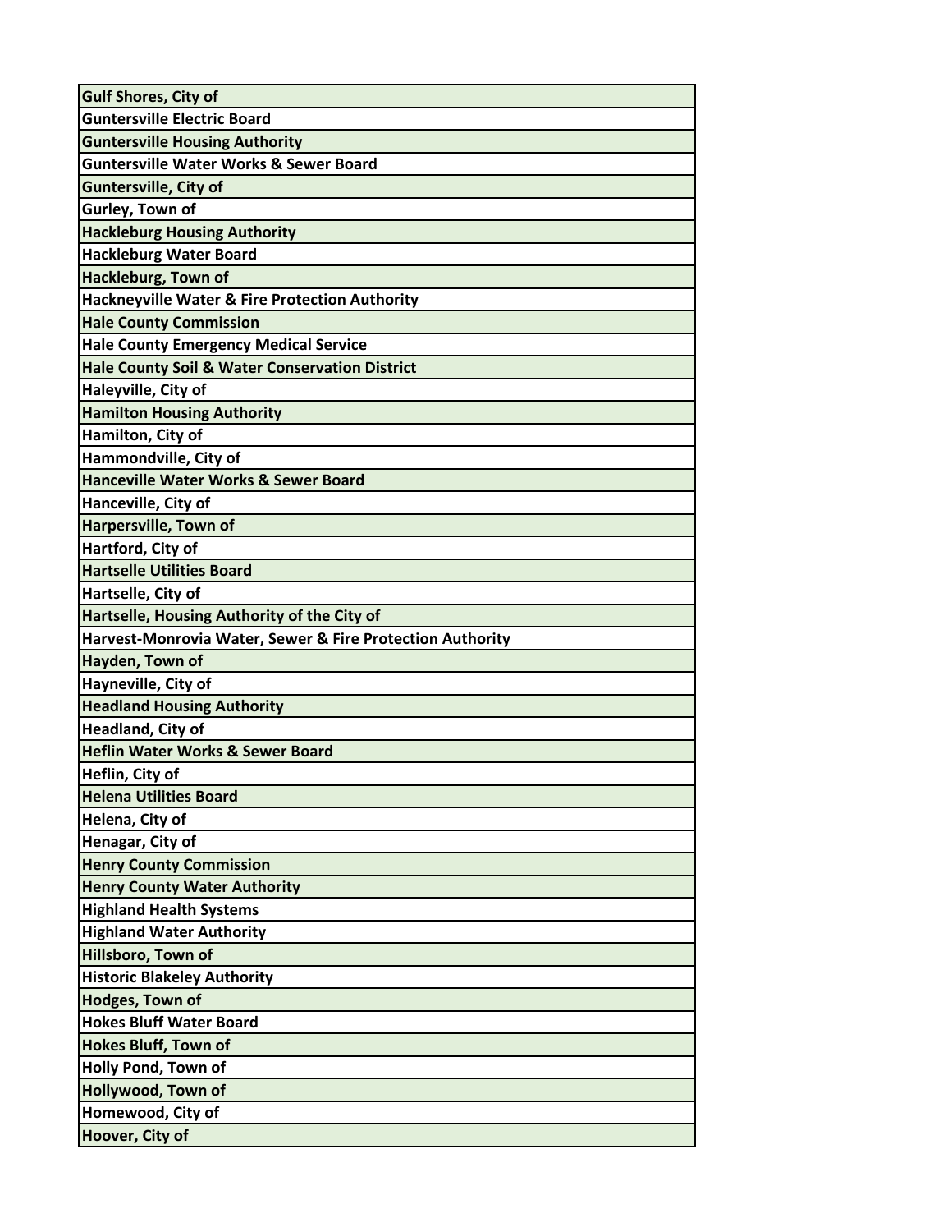| Gulf Shores, City of |
|---|
| Guntersville Electric Board |
| Guntersville Housing Authority |
| Guntersville Water Works & Sewer Board |
| Guntersville, City of |
| Gurley, Town of |
| Hackleburg Housing Authority |
| Hackleburg Water Board |
| Hackleburg, Town of |
| Hackneyville Water & Fire Protection Authority |
| Hale County Commission |
| Hale County Emergency Medical Service |
| Hale County Soil & Water Conservation District |
| Haleyville, City of |
| Hamilton Housing Authority |
| Hamilton, City of |
| Hammondville, City of |
| Hanceville Water Works & Sewer Board |
| Hanceville, City of |
| Harpersville, Town of |
| Hartford, City of |
| Hartselle Utilities Board |
| Hartselle, City of |
| Hartselle, Housing Authority of the City of |
| Harvest-Monrovia Water, Sewer & Fire Protection Authority |
| Hayden, Town of |
| Hayneville, City of |
| Headland Housing Authority |
| Headland, City of |
| Heflin Water Works & Sewer Board |
| Heflin, City of |
| Helena Utilities Board |
| Helena, City of |
| Henagar, City of |
| Henry County Commission |
| Henry County Water Authority |
| Highland Health Systems |
| Highland Water Authority |
| Hillsboro, Town of |
| Historic Blakeley Authority |
| Hodges, Town of |
| Hokes Bluff Water Board |
| Hokes Bluff, Town of |
| Holly Pond, Town of |
| Hollywood, Town of |
| Homewood, City of |
| Hoover, City of |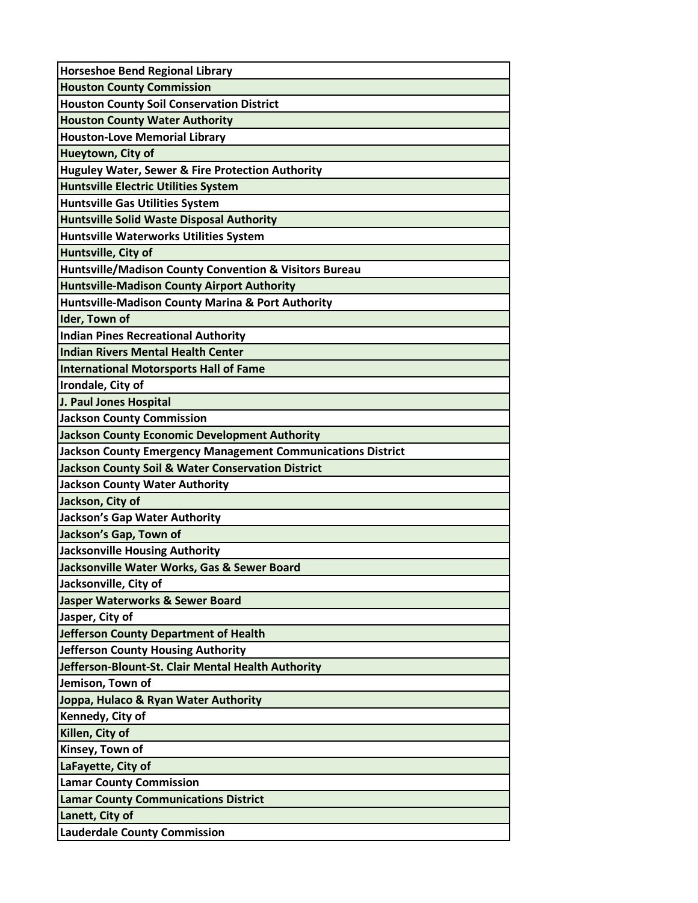| Horseshoe Bend Regional Library |
|---|
| Houston County Commission |
| Houston County Soil Conservation District |
| Houston County Water Authority |
| Houston-Love Memorial Library |
| Hueytown, City of |
| Huguley Water, Sewer & Fire Protection Authority |
| Huntsville Electric Utilities System |
| Huntsville Gas Utilities System |
| Huntsville Solid Waste Disposal Authority |
| Huntsville Waterworks Utilities System |
| Huntsville, City of |
| Huntsville/Madison County Convention & Visitors Bureau |
| Huntsville-Madison County Airport Authority |
| Huntsville-Madison County Marina & Port Authority |
| Ider, Town of |
| Indian Pines Recreational Authority |
| Indian Rivers Mental Health Center |
| International Motorsports Hall of Fame |
| Irondale, City of |
| J. Paul Jones Hospital |
| Jackson County Commission |
| Jackson County Economic Development Authority |
| Jackson County Emergency Management Communications District |
| Jackson County Soil & Water Conservation District |
| Jackson County Water Authority |
| Jackson, City of |
| Jackson's Gap Water Authority |
| Jackson's Gap, Town of |
| Jacksonville Housing Authority |
| Jacksonville Water Works, Gas & Sewer Board |
| Jacksonville, City of |
| Jasper Waterworks & Sewer Board |
| Jasper, City of |
| Jefferson County Department of Health |
| Jefferson County Housing Authority |
| Jefferson-Blount-St. Clair Mental Health Authority |
| Jemison, Town of |
| Joppa, Hulaco & Ryan Water Authority |
| Kennedy, City of |
| Killen, City of |
| Kinsey, Town of |
| LaFayette, City of |
| Lamar County Commission |
| Lamar County Communications District |
| Lanett, City of |
| Lauderdale County Commission |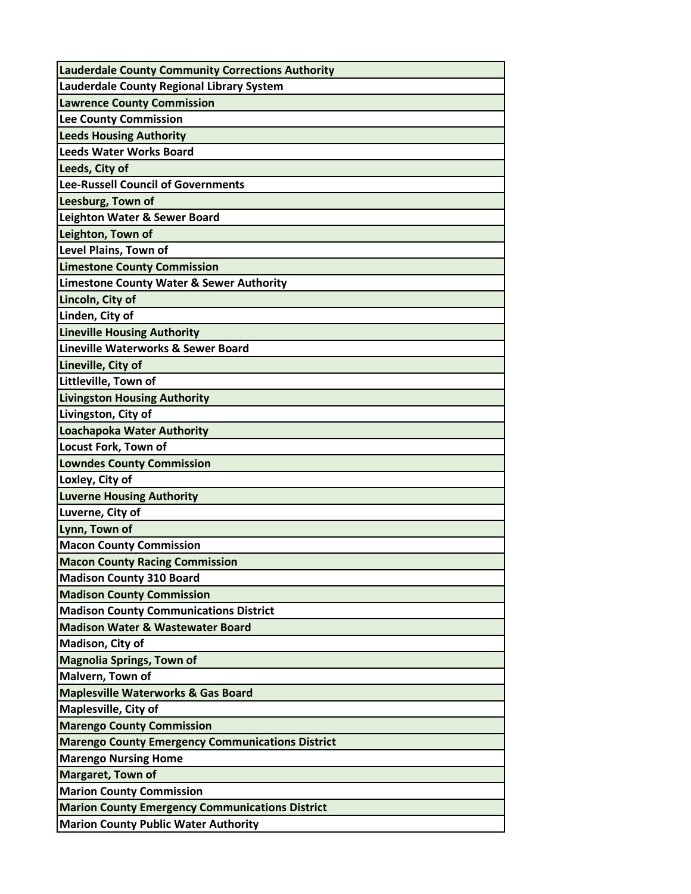| Lauderdale County Community Corrections Authority |
|---|
| Lauderdale County Regional Library System |
| Lawrence County Commission |
| Lee County Commission |
| Leeds Housing Authority |
| Leeds Water Works Board |
| Leeds, City of |
| Lee-Russell Council of Governments |
| Leesburg, Town of |
| Leighton Water & Sewer Board |
| Leighton, Town of |
| Level Plains, Town of |
| Limestone County Commission |
| Limestone County Water & Sewer Authority |
| Lincoln, City of |
| Linden, City of |
| Lineville Housing Authority |
| Lineville Waterworks & Sewer Board |
| Lineville, City of |
| Littleville, Town of |
| Livingston Housing Authority |
| Livingston, City of |
| Loachapoka Water Authority |
| Locust Fork, Town of |
| Lowndes County Commission |
| Loxley, City of |
| Luverne Housing Authority |
| Luverne, City of |
| Lynn, Town of |
| Macon County Commission |
| Macon County Racing Commission |
| Madison County 310 Board |
| Madison County Commission |
| Madison County Communications District |
| Madison Water & Wastewater Board |
| Madison, City of |
| Magnolia Springs, Town of |
| Malvern, Town of |
| Maplesville Waterworks & Gas Board |
| Maplesville, City of |
| Marengo County Commission |
| Marengo County Emergency Communications District |
| Marengo Nursing Home |
| Margaret, Town of |
| Marion County Commission |
| Marion County Emergency Communications District |
| Marion County Public Water Authority |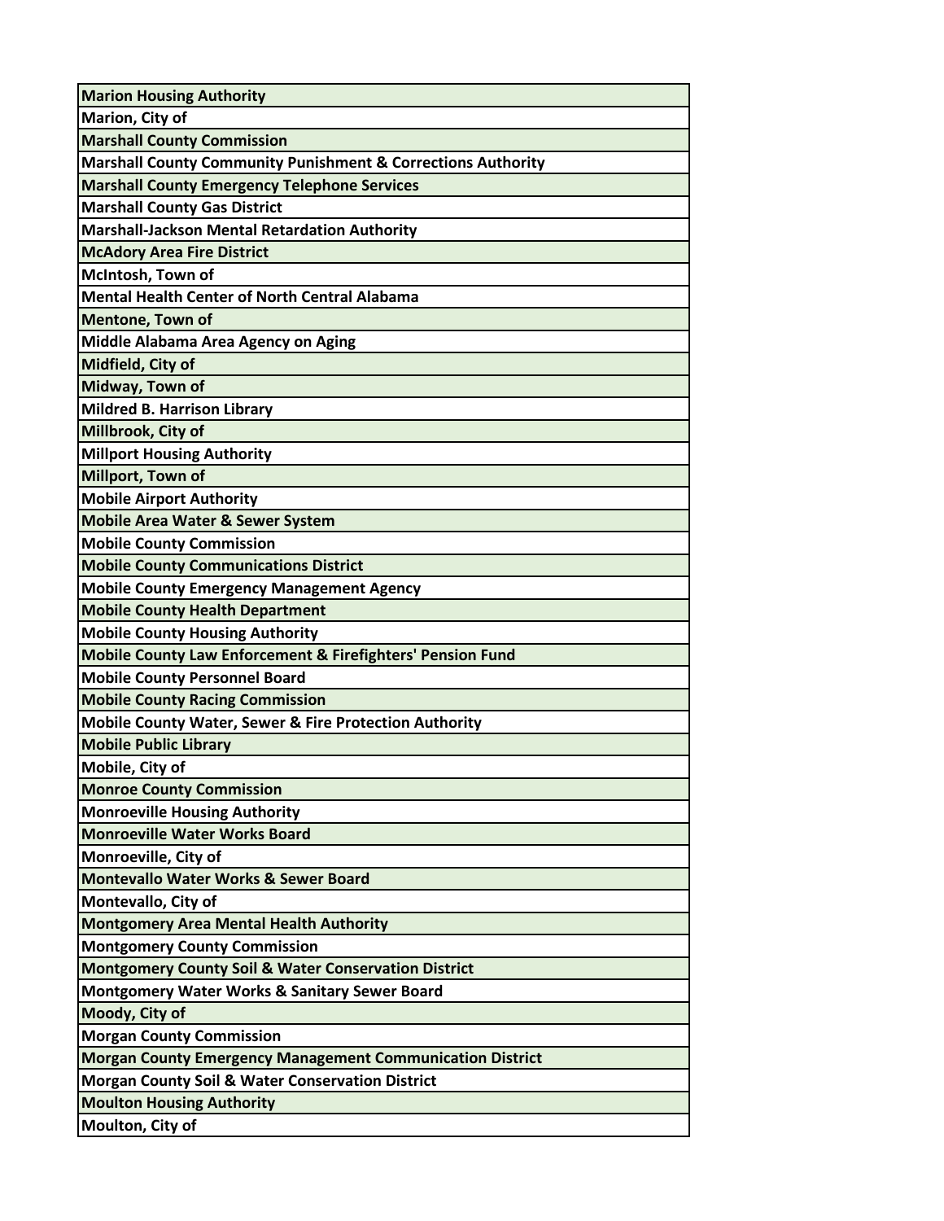| Marion Housing Authority |
|---|
| Marion, City of |
| Marshall County Commission |
| Marshall County Community Punishment & Corrections Authority |
| Marshall County Emergency Telephone Services |
| Marshall County Gas District |
| Marshall-Jackson Mental Retardation Authority |
| McAdory Area Fire District |
| McIntosh, Town of |
| Mental Health Center of North Central Alabama |
| Mentone, Town of |
| Middle Alabama Area Agency on Aging |
| Midfield, City of |
| Midway, Town of |
| Mildred B. Harrison Library |
| Millbrook, City of |
| Millport Housing Authority |
| Millport, Town of |
| Mobile Airport Authority |
| Mobile Area Water & Sewer System |
| Mobile County Commission |
| Mobile County Communications District |
| Mobile County Emergency Management Agency |
| Mobile County Health Department |
| Mobile County Housing Authority |
| Mobile County Law Enforcement & Firefighters' Pension Fund |
| Mobile County Personnel Board |
| Mobile County Racing Commission |
| Mobile County Water, Sewer & Fire Protection Authority |
| Mobile Public Library |
| Mobile, City of |
| Monroe County Commission |
| Monroeville Housing Authority |
| Monroeville Water Works Board |
| Monroeville, City of |
| Montevallo Water Works & Sewer Board |
| Montevallo, City of |
| Montgomery Area Mental Health Authority |
| Montgomery County Commission |
| Montgomery County Soil & Water Conservation District |
| Montgomery Water Works & Sanitary Sewer Board |
| Moody, City of |
| Morgan County Commission |
| Morgan County Emergency Management Communication District |
| Morgan County Soil & Water Conservation District |
| Moulton Housing Authority |
| Moulton, City of |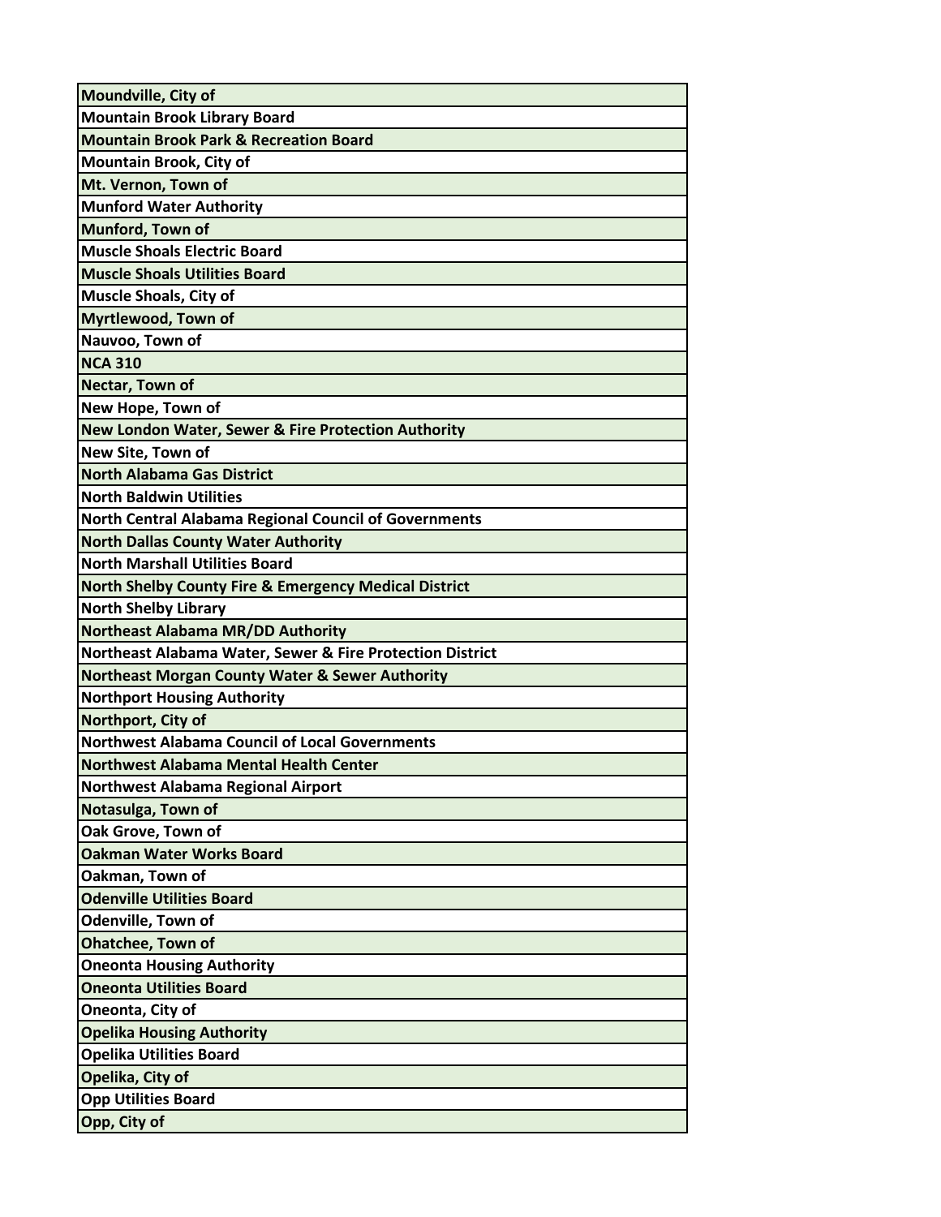| Moundville, City of |
|---|
| Mountain Brook Library Board |
| Mountain Brook Park & Recreation Board |
| Mountain Brook, City of |
| Mt. Vernon, Town of |
| Munford Water Authority |
| Munford, Town of |
| Muscle Shoals Electric Board |
| Muscle Shoals Utilities Board |
| Muscle Shoals, City of |
| Myrtlewood, Town of |
| Nauvoo, Town of |
| NCA 310 |
| Nectar, Town of |
| New Hope, Town of |
| New London Water, Sewer & Fire Protection Authority |
| New Site, Town of |
| North Alabama Gas District |
| North Baldwin Utilities |
| North Central Alabama Regional Council of Governments |
| North Dallas County Water Authority |
| North Marshall Utilities Board |
| North Shelby County Fire & Emergency Medical District |
| North Shelby Library |
| Northeast Alabama MR/DD Authority |
| Northeast Alabama Water, Sewer & Fire Protection District |
| Northeast Morgan County Water & Sewer Authority |
| Northport Housing Authority |
| Northport, City of |
| Northwest Alabama Council of Local Governments |
| Northwest Alabama Mental Health Center |
| Northwest Alabama Regional Airport |
| Notasulga, Town of |
| Oak Grove, Town of |
| Oakman Water Works Board |
| Oakman, Town of |
| Odenville Utilities Board |
| Odenville, Town of |
| Ohatchee, Town of |
| Oneonta Housing Authority |
| Oneonta Utilities Board |
| Oneonta, City of |
| Opelika Housing Authority |
| Opelika Utilities Board |
| Opelika, City of |
| Opp Utilities Board |
| Opp, City of |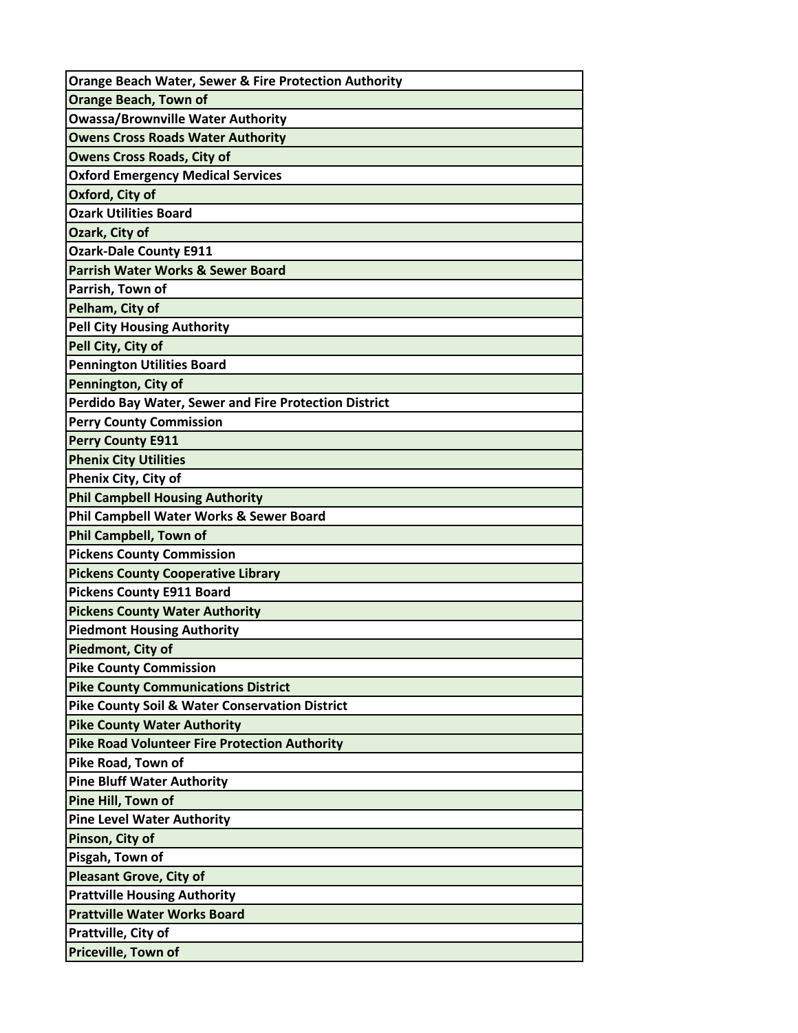| Orange Beach Water, Sewer & Fire Protection Authority |
|---|
| Orange Beach, Town of |
| Owassa/Brownville Water Authority |
| Owens Cross Roads Water Authority |
| Owens Cross Roads, City of |
| Oxford Emergency Medical Services |
| Oxford, City of |
| Ozark Utilities Board |
| Ozark, City of |
| Ozark-Dale County E911 |
| Parrish Water Works & Sewer Board |
| Parrish, Town of |
| Pelham, City of |
| Pell City Housing Authority |
| Pell City, City of |
| Pennington Utilities Board |
| Pennington, City of |
| Perdido Bay Water, Sewer and Fire Protection District |
| Perry County Commission |
| Perry County E911 |
| Phenix City Utilities |
| Phenix City, City of |
| Phil Campbell Housing Authority |
| Phil Campbell Water Works & Sewer Board |
| Phil Campbell, Town of |
| Pickens County Commission |
| Pickens County Cooperative Library |
| Pickens County E911 Board |
| Pickens County Water Authority |
| Piedmont Housing Authority |
| Piedmont, City of |
| Pike County Commission |
| Pike County Communications District |
| Pike County Soil & Water Conservation District |
| Pike County Water Authority |
| Pike Road Volunteer Fire Protection Authority |
| Pike Road, Town of |
| Pine Bluff Water Authority |
| Pine Hill, Town of |
| Pine Level Water Authority |
| Pinson, City of |
| Pisgah, Town of |
| Pleasant Grove, City of |
| Prattville Housing Authority |
| Prattville Water Works Board |
| Prattville, City of |
| Priceville, Town of |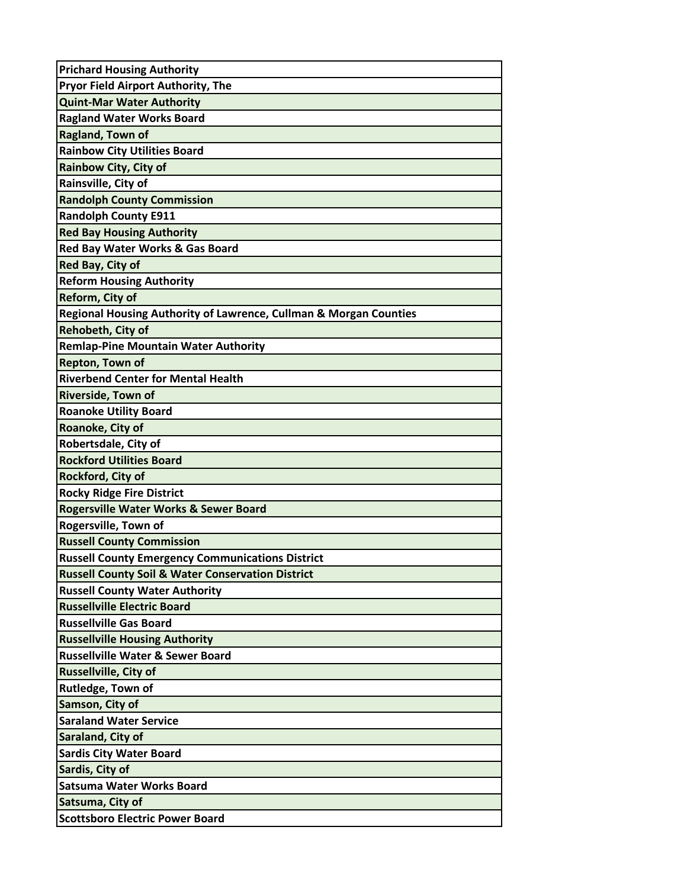| Prichard Housing Authority |
|---|
| Pryor Field Airport Authority, The |
| Quint-Mar Water Authority |
| Ragland Water Works Board |
| Ragland, Town of |
| Rainbow City Utilities Board |
| Rainbow City, City of |
| Rainsville, City of |
| Randolph County Commission |
| Randolph County E911 |
| Red Bay Housing Authority |
| Red Bay Water Works & Gas Board |
| Red Bay, City of |
| Reform Housing Authority |
| Reform, City of |
| Regional Housing Authority of Lawrence, Cullman & Morgan Counties |
| Rehobeth, City of |
| Remlap-Pine Mountain Water Authority |
| Repton, Town of |
| Riverbend Center for Mental Health |
| Riverside, Town of |
| Roanoke Utility Board |
| Roanoke, City of |
| Robertsdale, City of |
| Rockford Utilities Board |
| Rockford, City of |
| Rocky Ridge Fire District |
| Rogersville Water Works & Sewer Board |
| Rogersville, Town of |
| Russell County Commission |
| Russell County Emergency Communications District |
| Russell County Soil & Water Conservation District |
| Russell County Water Authority |
| Russellville Electric Board |
| Russellville Gas Board |
| Russellville Housing Authority |
| Russellville Water & Sewer Board |
| Russellville, City of |
| Rutledge, Town of |
| Samson, City of |
| Saraland Water Service |
| Saraland, City of |
| Sardis City Water Board |
| Sardis, City of |
| Satsuma Water Works Board |
| Satsuma, City of |
| Scottsboro Electric Power Board |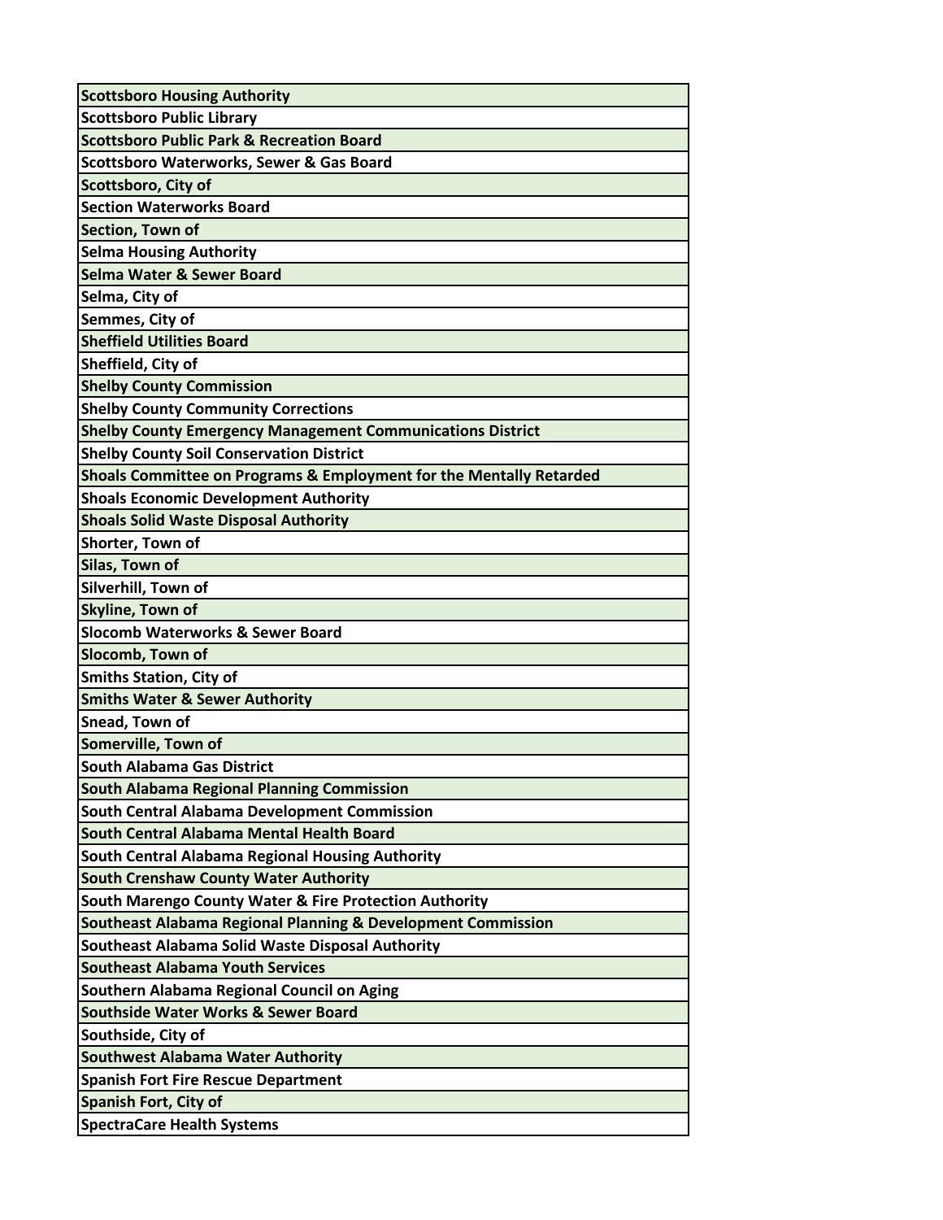| Scottsboro Housing Authority |
|---|
| Scottsboro Public Library |
| Scottsboro Public Park & Recreation Board |
| Scottsboro Waterworks, Sewer & Gas Board |
| Scottsboro, City of |
| Section Waterworks Board |
| Section, Town of |
| Selma Housing Authority |
| Selma Water & Sewer Board |
| Selma, City of |
| Semmes, City of |
| Sheffield Utilities Board |
| Sheffield, City of |
| Shelby County Commission |
| Shelby County Community Corrections |
| Shelby County Emergency Management Communications District |
| Shelby County Soil Conservation District |
| Shoals Committee on Programs & Employment for the Mentally Retarded |
| Shoals Economic Development Authority |
| Shoals Solid Waste Disposal Authority |
| Shorter, Town of |
| Silas, Town of |
| Silverhill, Town of |
| Skyline, Town of |
| Slocomb Waterworks & Sewer Board |
| Slocomb, Town of |
| Smiths Station, City of |
| Smiths Water & Sewer Authority |
| Snead, Town of |
| Somerville, Town of |
| South Alabama Gas District |
| South Alabama Regional Planning Commission |
| South Central Alabama Development Commission |
| South Central Alabama Mental Health Board |
| South Central Alabama Regional Housing Authority |
| South Crenshaw County Water Authority |
| South Marengo County Water & Fire Protection Authority |
| Southeast Alabama Regional Planning & Development Commission |
| Southeast Alabama Solid Waste Disposal Authority |
| Southeast Alabama Youth Services |
| Southern Alabama Regional Council on Aging |
| Southside Water Works & Sewer Board |
| Southside, City of |
| Southwest Alabama Water Authority |
| Spanish Fort Fire Rescue Department |
| Spanish Fort, City of |
| SpectraCare Health Systems |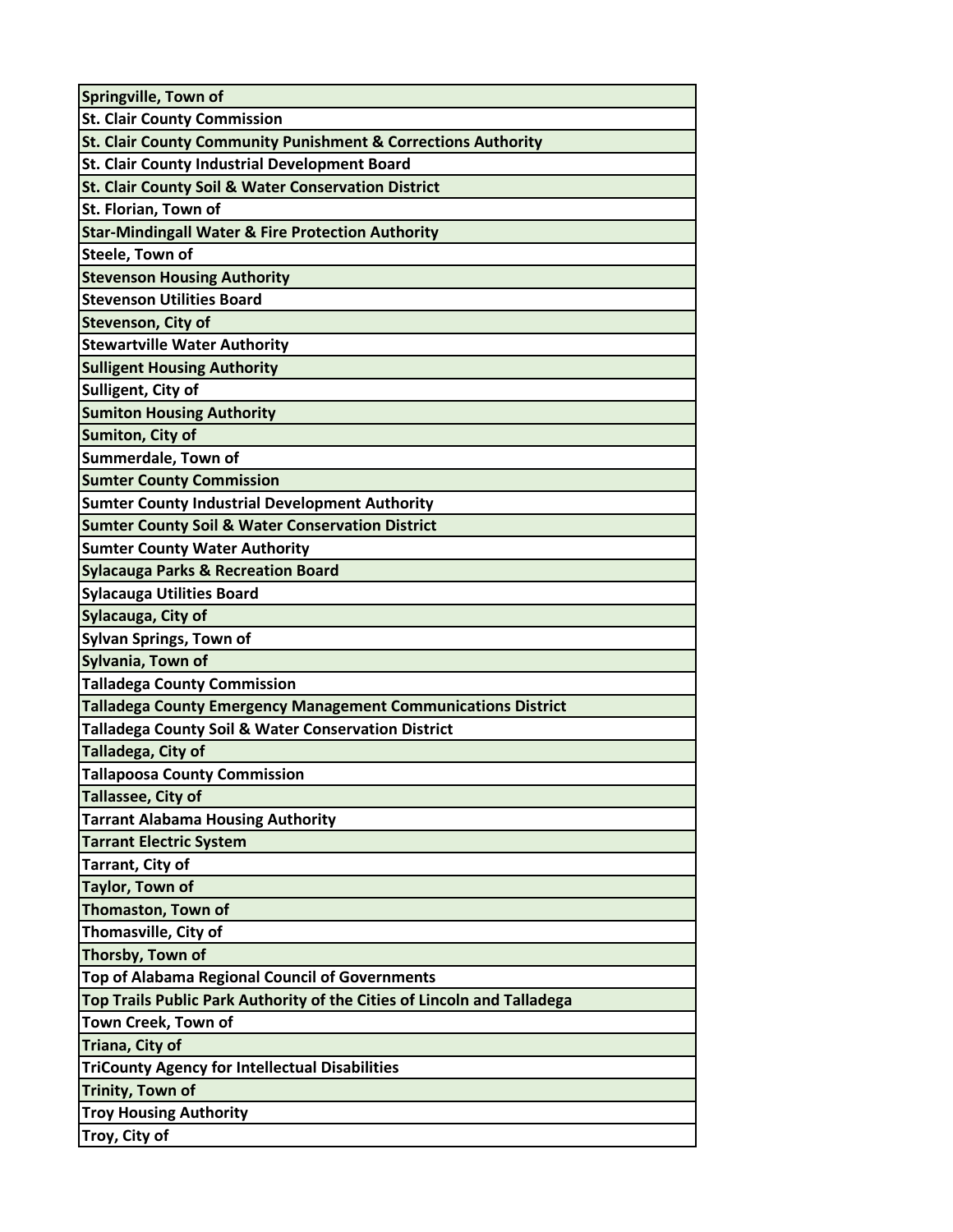| Springville, Town of |
|---|
| St. Clair County Commission |
| St. Clair County Community Punishment & Corrections Authority |
| St. Clair County Industrial Development Board |
| St. Clair County Soil & Water Conservation District |
| St. Florian, Town of |
| Star-Mindingall Water & Fire Protection Authority |
| Steele, Town of |
| Stevenson Housing Authority |
| Stevenson Utilities Board |
| Stevenson, City of |
| Stewartville Water Authority |
| Sulligent Housing Authority |
| Sulligent, City of |
| Sumiton Housing Authority |
| Sumiton, City of |
| Summerdale, Town of |
| Sumter County Commission |
| Sumter County Industrial Development Authority |
| Sumter County Soil & Water Conservation District |
| Sumter County Water Authority |
| Sylacauga Parks & Recreation Board |
| Sylacauga Utilities Board |
| Sylacauga, City of |
| Sylvan Springs, Town of |
| Sylvania, Town of |
| Talladega County Commission |
| Talladega County Emergency Management Communications District |
| Talladega County Soil & Water Conservation District |
| Talladega, City of |
| Tallapoosa County Commission |
| Tallassee, City of |
| Tarrant Alabama Housing Authority |
| Tarrant Electric System |
| Tarrant, City of |
| Taylor, Town of |
| Thomaston, Town of |
| Thomasville, City of |
| Thorsby, Town of |
| Top of Alabama Regional Council of Governments |
| Top Trails Public Park Authority of the Cities of Lincoln and Talladega |
| Town Creek, Town of |
| Triana, City of |
| TriCounty Agency for Intellectual Disabilities |
| Trinity, Town of |
| Troy Housing Authority |
| Troy, City of |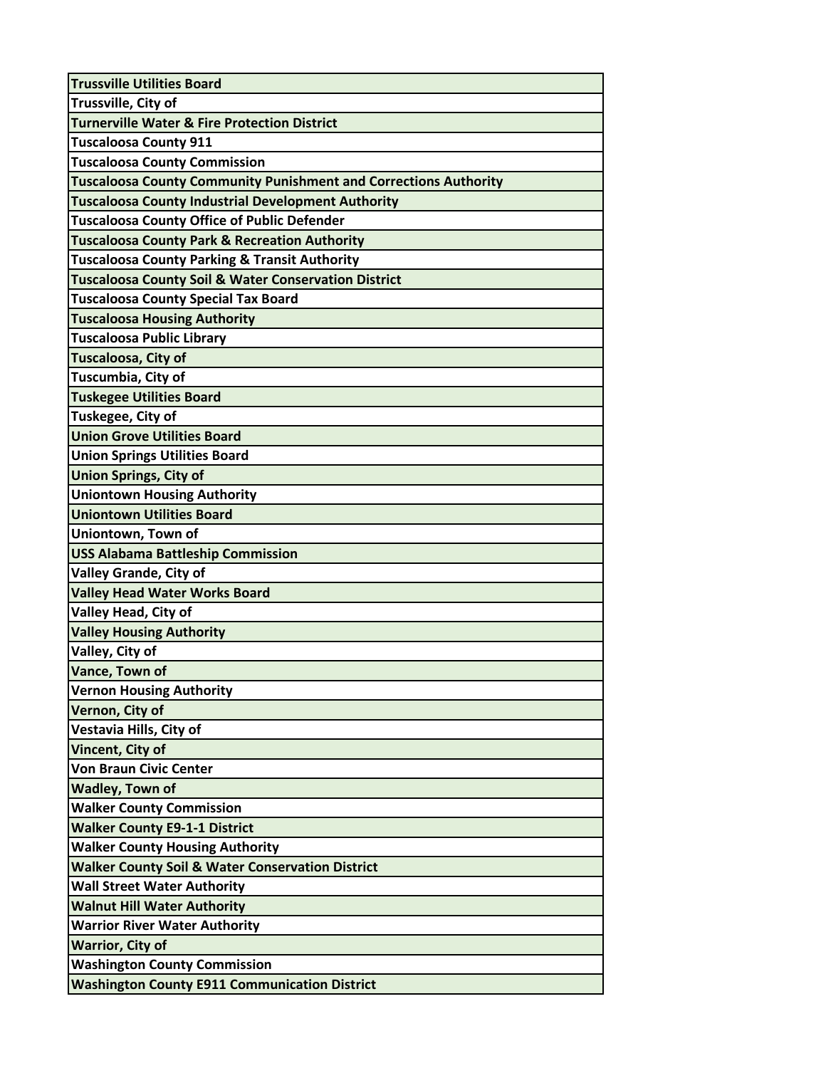| Trussville Utilities Board |
|---|
| Trussville, City of |
| Turnerville Water & Fire Protection District |
| Tuscaloosa County 911 |
| Tuscaloosa County Commission |
| Tuscaloosa County Community Punishment and Corrections Authority |
| Tuscaloosa County Industrial Development Authority |
| Tuscaloosa County Office of Public Defender |
| Tuscaloosa County Park & Recreation Authority |
| Tuscaloosa County Parking & Transit Authority |
| Tuscaloosa County Soil & Water Conservation District |
| Tuscaloosa County Special Tax Board |
| Tuscaloosa Housing Authority |
| Tuscaloosa Public Library |
| Tuscaloosa, City of |
| Tuscumbia, City of |
| Tuskegee Utilities Board |
| Tuskegee, City of |
| Union Grove Utilities Board |
| Union Springs Utilities Board |
| Union Springs, City of |
| Uniontown Housing Authority |
| Uniontown Utilities Board |
| Uniontown, Town of |
| USS Alabama Battleship Commission |
| Valley Grande, City of |
| Valley Head Water Works Board |
| Valley Head, City of |
| Valley Housing Authority |
| Valley, City of |
| Vance, Town of |
| Vernon Housing Authority |
| Vernon, City of |
| Vestavia Hills, City of |
| Vincent, City of |
| Von Braun Civic Center |
| Wadley, Town of |
| Walker County Commission |
| Walker County E9-1-1 District |
| Walker County Housing Authority |
| Walker County Soil & Water Conservation District |
| Wall Street Water Authority |
| Walnut Hill Water Authority |
| Warrior River Water Authority |
| Warrior, City of |
| Washington County Commission |
| Washington County E911 Communication District |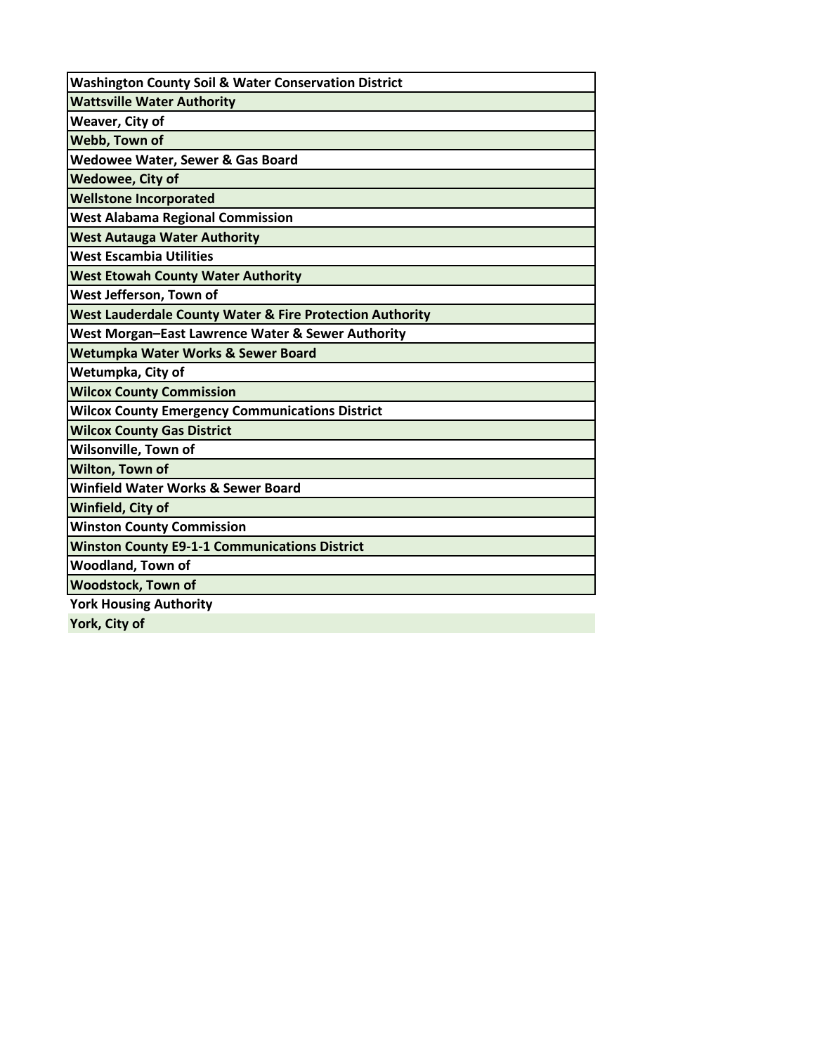| |
|---|
| **Washington County Soil & Water Conservation District** |
| **Wattsville Water Authority** |
| **Weaver, City of** |
| **Webb, Town of** |
| **Wedowee Water, Sewer & Gas Board** |
| **Wedowee, City of** |
| **Wellstone Incorporated** |
| **West Alabama Regional Commission** |
| **West Autauga Water Authority** |
| **West Escambia Utilities** |
| **West Etowah County Water Authority** |
| **West Jefferson, Town of** |
| **West Lauderdale County Water & Fire Protection Authority** |
| **West Morgan–East Lawrence Water & Sewer Authority** |
| **Wetumpka Water Works & Sewer Board** |
| **Wetumpka, City of** |
| **Wilcox County Commission** |
| **Wilcox County Emergency Communications District** |
| **Wilcox County Gas District** |
| **Wilsonville, Town of** |
| **Wilton, Town of** |
| **Winfield Water Works & Sewer Board** |
| **Winfield, City of** |
| **Winston County Commission** |
| **Winston County E9-1-1 Communications District** |
| **Woodland, Town of** |
| **Woodstock, Town of** |
| **York Housing Authority** |
| **York, City of** |